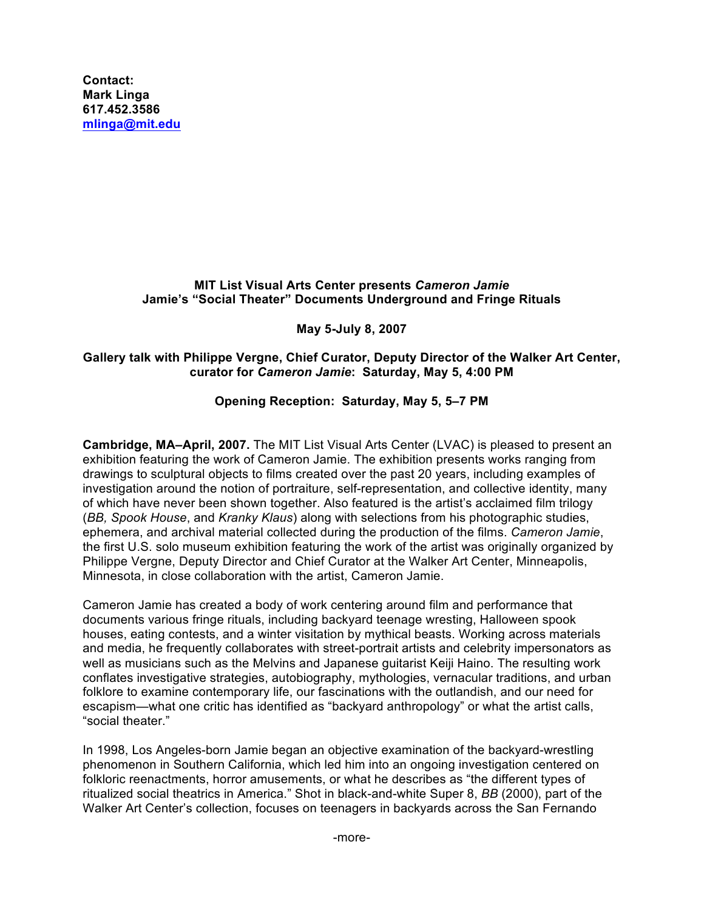**Contact:**
**Mark Linga**
**617.452.3586**
**[mlinga@mit.edu](mailto:mlinga@mit.edu)**

**MIT List Visual Arts Center presents *Cameron Jamie***
**Jamie's "Social Theater" Documents Underground and Fringe Rituals**

**May 5-July 8, 2007**

**Gallery talk with Philippe Vergne, Chief Curator, Deputy Director of the Walker Art Center, curator for *Cameron Jamie*: Saturday, May 5, 4:00 PM**

**Opening Reception: Saturday, May 5, 5–7 PM**

**Cambridge, MA–April, 2007.** The MIT List Visual Arts Center (LVAC) is pleased to present an exhibition featuring the work of Cameron Jamie. The exhibition presents works ranging from drawings to sculptural objects to films created over the past 20 years, including examples of investigation around the notion of portraiture, self-representation, and collective identity, many of which have never been shown together. Also featured is the artist's acclaimed film trilogy (*BB, Spook House*, and *Kranky Klaus*) along with selections from his photographic studies, ephemera, and archival material collected during the production of the films. *Cameron Jamie*, the first U.S. solo museum exhibition featuring the work of the artist was originally organized by Philippe Vergne, Deputy Director and Chief Curator at the Walker Art Center, Minneapolis, Minnesota, in close collaboration with the artist, Cameron Jamie.

Cameron Jamie has created a body of work centering around film and performance that documents various fringe rituals, including backyard teenage wresting, Halloween spook houses, eating contests, and a winter visitation by mythical beasts. Working across materials and media, he frequently collaborates with street-portrait artists and celebrity impersonators as well as musicians such as the Melvins and Japanese guitarist Keiji Haino. The resulting work conflates investigative strategies, autobiography, mythologies, vernacular traditions, and urban folklore to examine contemporary life, our fascinations with the outlandish, and our need for escapism—what one critic has identified as "backyard anthropology" or what the artist calls, "social theater."

In 1998, Los Angeles-born Jamie began an objective examination of the backyard-wrestling phenomenon in Southern California, which led him into an ongoing investigation centered on folkloric reenactments, horror amusements, or what he describes as "the different types of ritualized social theatrics in America." Shot in black-and-white Super 8, *BB* (2000), part of the Walker Art Center's collection, focuses on teenagers in backyards across the San Fernando

-more-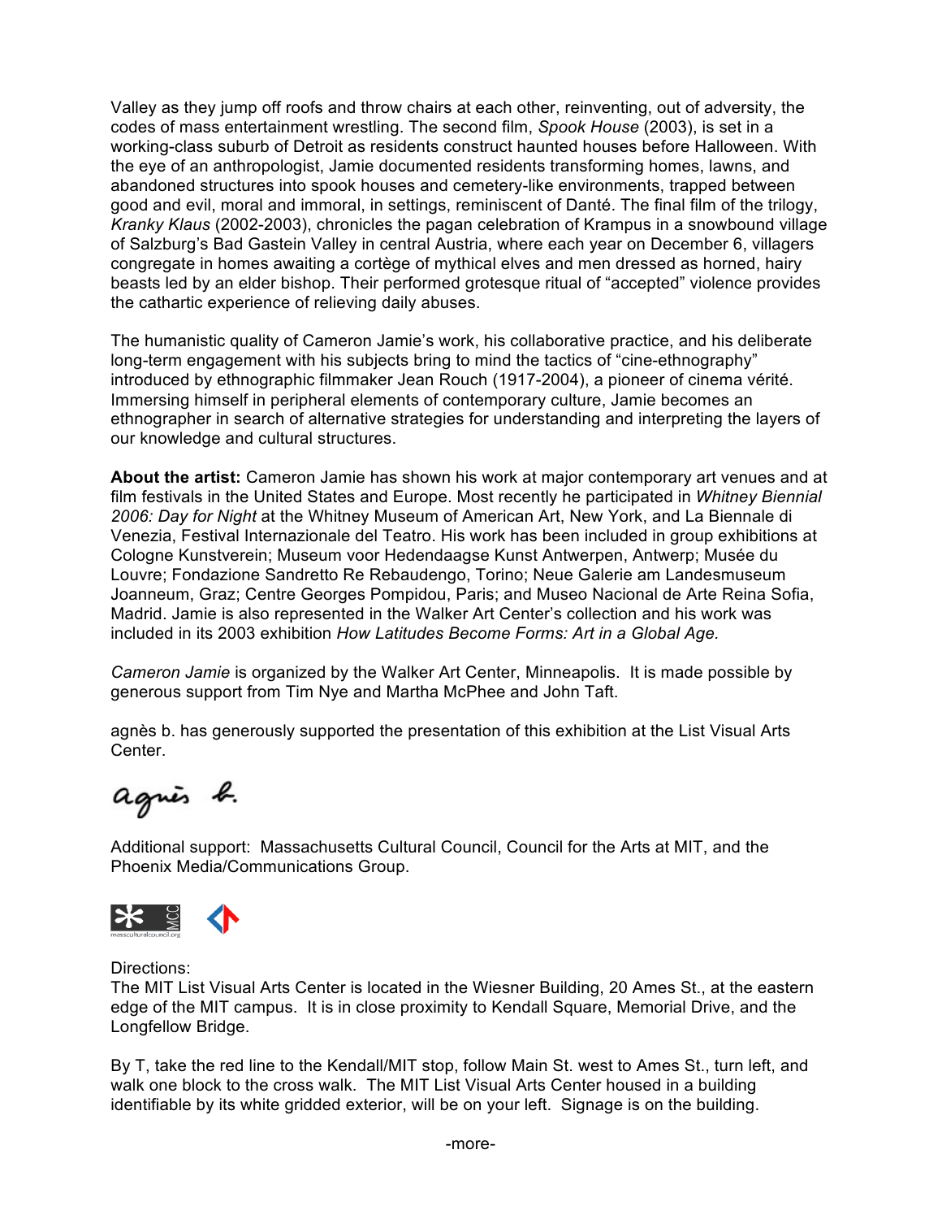Valley as they jump off roofs and throw chairs at each other, reinventing, out of adversity, the codes of mass entertainment wrestling. The second film, *Spook House* (2003), is set in a working-class suburb of Detroit as residents construct haunted houses before Halloween. With the eye of an anthropologist, Jamie documented residents transforming homes, lawns, and abandoned structures into spook houses and cemetery-like environments, trapped between good and evil, moral and immoral, in settings, reminiscent of Danté. The final film of the trilogy, *Kranky Klaus* (2002-2003), chronicles the pagan celebration of Krampus in a snowbound village of Salzburg's Bad Gastein Valley in central Austria, where each year on December 6, villagers congregate in homes awaiting a cortège of mythical elves and men dressed as horned, hairy beasts led by an elder bishop. Their performed grotesque ritual of "accepted" violence provides the cathartic experience of relieving daily abuses.

The humanistic quality of Cameron Jamie's work, his collaborative practice, and his deliberate long-term engagement with his subjects bring to mind the tactics of "cine-ethnography" introduced by ethnographic filmmaker Jean Rouch (1917-2004), a pioneer of cinema vérité. Immersing himself in peripheral elements of contemporary culture, Jamie becomes an ethnographer in search of alternative strategies for understanding and interpreting the layers of our knowledge and cultural structures.

**About the artist:** Cameron Jamie has shown his work at major contemporary art venues and at film festivals in the United States and Europe. Most recently he participated in *Whitney Biennial 2006: Day for Night* at the Whitney Museum of American Art, New York, and La Biennale di Venezia, Festival Internazionale del Teatro. His work has been included in group exhibitions at Cologne Kunstverein; Museum voor Hedendaagse Kunst Antwerpen, Antwerp; Musée du Louvre; Fondazione Sandretto Re Rebaudengo, Torino; Neue Galerie am Landesmuseum Joanneum, Graz; Centre Georges Pompidou, Paris; and Museo Nacional de Arte Reina Sofia, Madrid. Jamie is also represented in the Walker Art Center's collection and his work was included in its 2003 exhibition *How Latitudes Become Forms: Art in a Global Age.*

*Cameron Jamie* is organized by the Walker Art Center, Minneapolis. It is made possible by generous support from Tim Nye and Martha McPhee and John Taft.

agnès b. has generously supported the presentation of this exhibition at the List Visual Arts Center.

Additional support: Massachusetts Cultural Council, Council for the Arts at MIT, and the Phoenix Media/Communications Group.

Directions:
The MIT List Visual Arts Center is located in the Wiesner Building, 20 Ames St., at the eastern edge of the MIT campus. It is in close proximity to Kendall Square, Memorial Drive, and the Longfellow Bridge.

By T, take the red line to the Kendall/MIT stop, follow Main St. west to Ames St., turn left, and walk one block to the cross walk. The MIT List Visual Arts Center housed in a building identifiable by its white gridded exterior, will be on your left. Signage is on the building.

-more-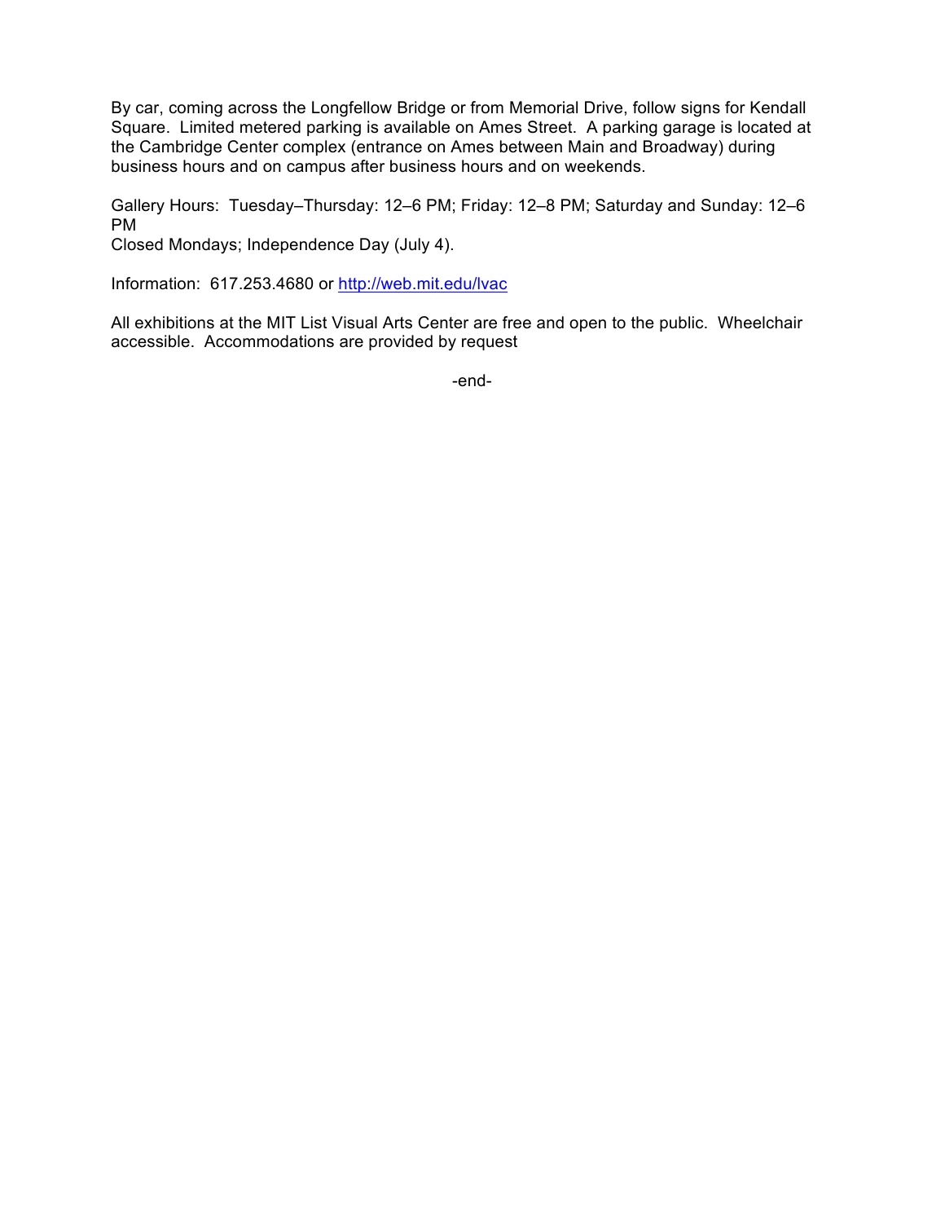By car, coming across the Longfellow Bridge or from Memorial Drive, follow signs for Kendall Square. Limited metered parking is available on Ames Street. A parking garage is located at the Cambridge Center complex (entrance on Ames between Main and Broadway) during business hours and on campus after business hours and on weekends.

Gallery Hours: Tuesday–Thursday: 12–6 PM; Friday: 12–8 PM; Saturday and Sunday: 12–6 PM
Closed Mondays; Independence Day (July 4).

Information: 617.253.4680 or [http://web.mit.edu/lvac](http://web.mit.edu/lvac)

All exhibitions at the MIT List Visual Arts Center are free and open to the public. Wheelchair accessible. Accommodations are provided by request

-end-